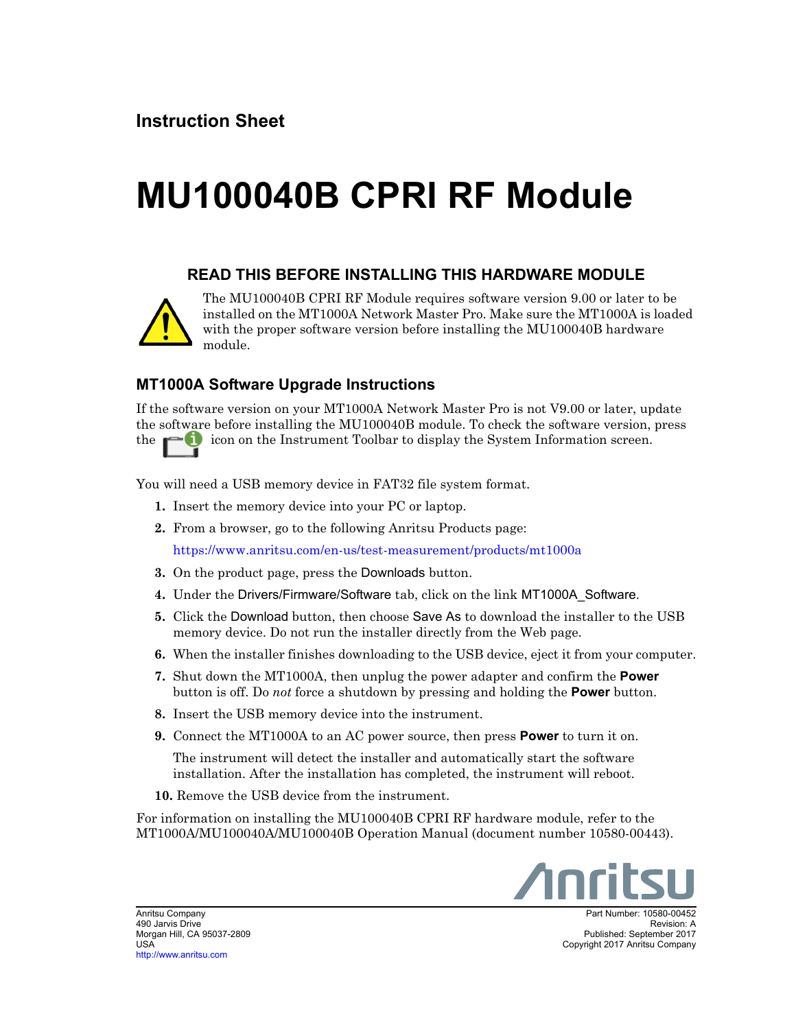## Instruction Sheet

# MU100040B CPRI RF Module

### READ THIS BEFORE INSTALLING THIS HARDWARE MODULE

The MU100040B CPRI RF Module requires software version 9.00 or later to be installed on the MT1000A Network Master Pro. Make sure the MT1000A is loaded with the proper software version before installing the MU100040B hardware module.

## MT1000A Software Upgrade Instructions

If the software version on your MT1000A Network Master Pro is not V9.00 or later, update the software before installing the MU100040B module. To check the software version, press the icon on the Instrument Toolbar to display the System Information screen.

You will need a USB memory device in FAT32 file system format.

1. Insert the memory device into your PC or laptop.
2. From a browser, go to the following Anritsu Products page:

   https://www.anritsu.com/en-us/test-measurement/products/mt1000a

3. On the product page, press the Downloads button.
4. Under the Drivers/Firmware/Software tab, click on the link MT1000A_Software.
5. Click the Download button, then choose Save As to download the installer to the USB memory device. Do not run the installer directly from the Web page.
6. When the installer finishes downloading to the USB device, eject it from your computer.
7. Shut down the MT1000A, then unplug the power adapter and confirm the **Power** button is off. Do *not* force a shutdown by pressing and holding the **Power** button.
8. Insert the USB memory device into the instrument.
9. Connect the MT1000A to an AC power source, then press **Power** to turn it on.

   The instrument will detect the installer and automatically start the software installation. After the installation has completed, the instrument will reboot.

10. Remove the USB device from the instrument.

For information on installing the MU100040B CPRI RF hardware module, refer to the MT1000A/MU100040A/MU100040B Operation Manual (document number 10580-00443).

Anritsu

Anritsu Company
490 Jarvis Drive
Morgan Hill, CA 95037-2809
USA
http://www.anritsu.com

Part Number: 10580-00452
Revision: A
Published: September 2017
Copyright 2017 Anritsu Company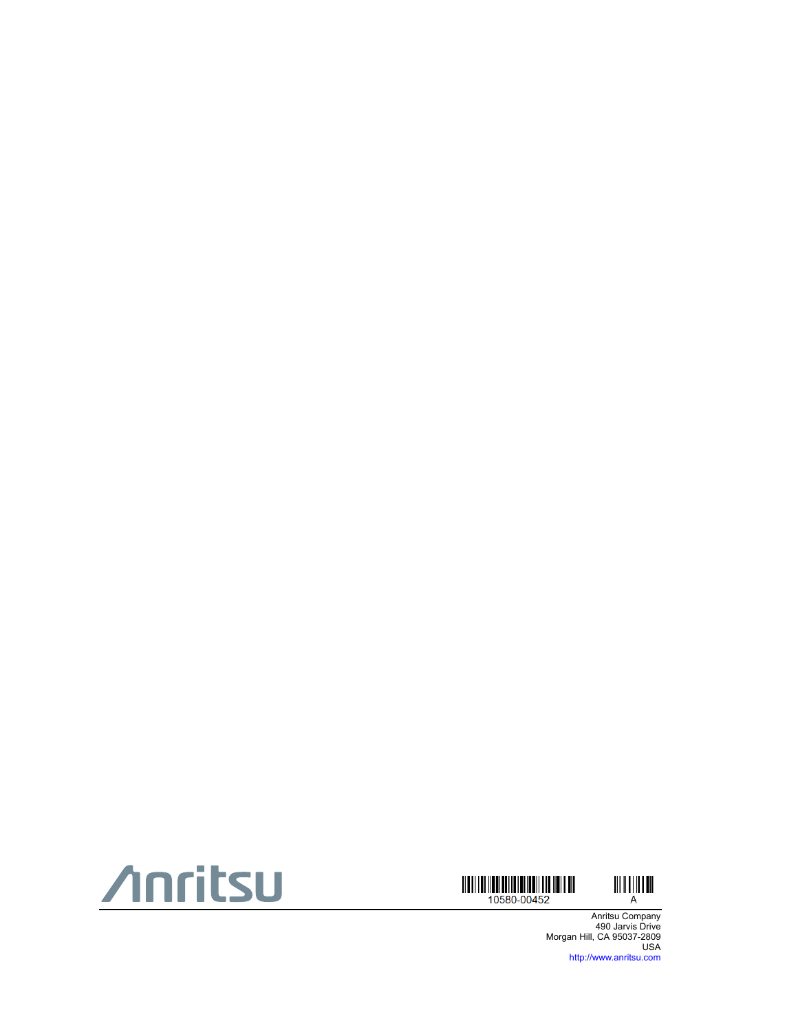Anritsu

10580-00452

A

Anritsu Company
490 Jarvis Drive
Morgan Hill, CA 95037-2809
USA
http://www.anritsu.com